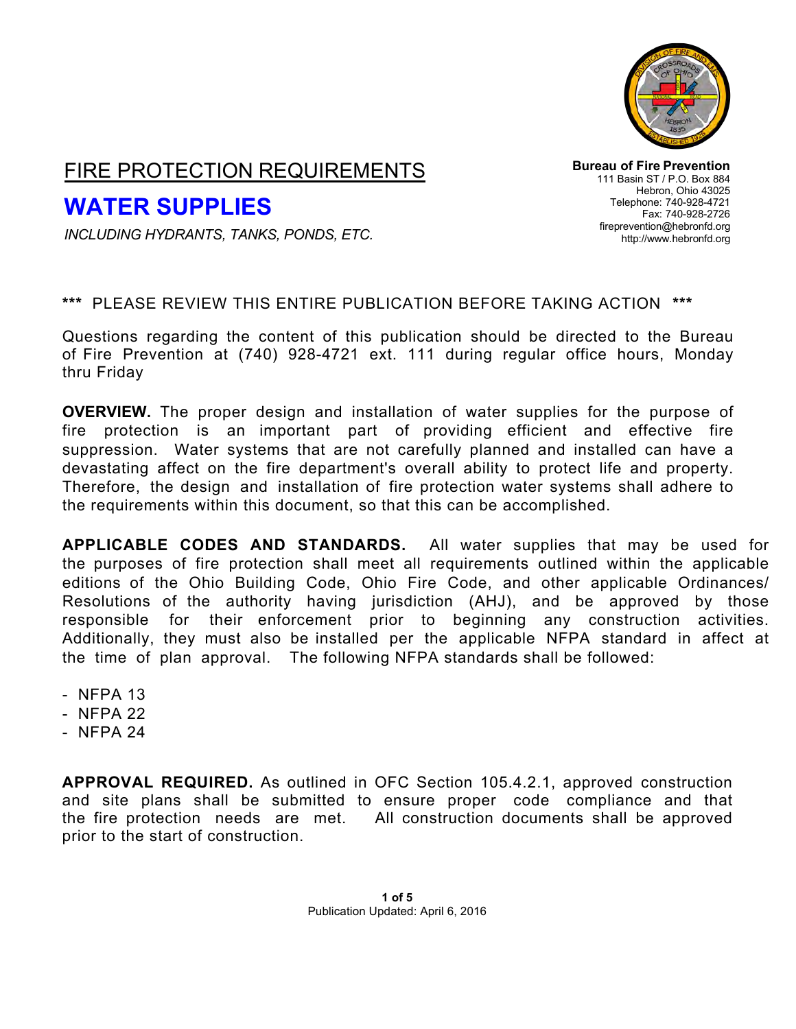# FIRE PROTECTION REQUIREMENTS

## WATER SUPPLIES

*INCLUDING HYDRANTS, TANKS, PONDS, ETC.*

**Bureau of Fire Prevention**
111 Basin ST / P.O. Box 884
Hebron, Ohio 43025
Telephone: 740-928-4721
Fax: 740-928-2726
fireprevention@hebronfd.org
http://www.hebronfd.org

*** PLEASE REVIEW THIS ENTIRE PUBLICATION BEFORE TAKING ACTION ***

Questions regarding the content of this publication should be directed to the Bureau of Fire Prevention at (740) 928-4721 ext. 111 during regular office hours, Monday thru Friday

**OVERVIEW.** The proper design and installation of water supplies for the purpose of fire protection is an important part of providing efficient and effective fire suppression. Water systems that are not carefully planned and installed can have a devastating affect on the fire department's overall ability to protect life and property. Therefore, the design and installation of fire protection water systems shall adhere to the requirements within this document, so that this can be accomplished.

**APPLICABLE CODES AND STANDARDS.** All water supplies that may be used for the purposes of fire protection shall meet all requirements outlined within the applicable editions of the Ohio Building Code, Ohio Fire Code, and other applicable Ordinances/ Resolutions of the authority having jurisdiction (AHJ), and be approved by those responsible for their enforcement prior to beginning any construction activities. Additionally, they must also be installed per the applicable NFPA standard in affect at the time of plan approval. The following NFPA standards shall be followed:

- NFPA 13
- NFPA 22
- NFPA 24

**APPROVAL REQUIRED.** As outlined in OFC Section 105.4.2.1, approved construction and site plans shall be submitted to ensure proper code compliance and that the fire protection needs are met. All construction documents shall be approved prior to the start of construction.

Publication Updated: April 6, 2016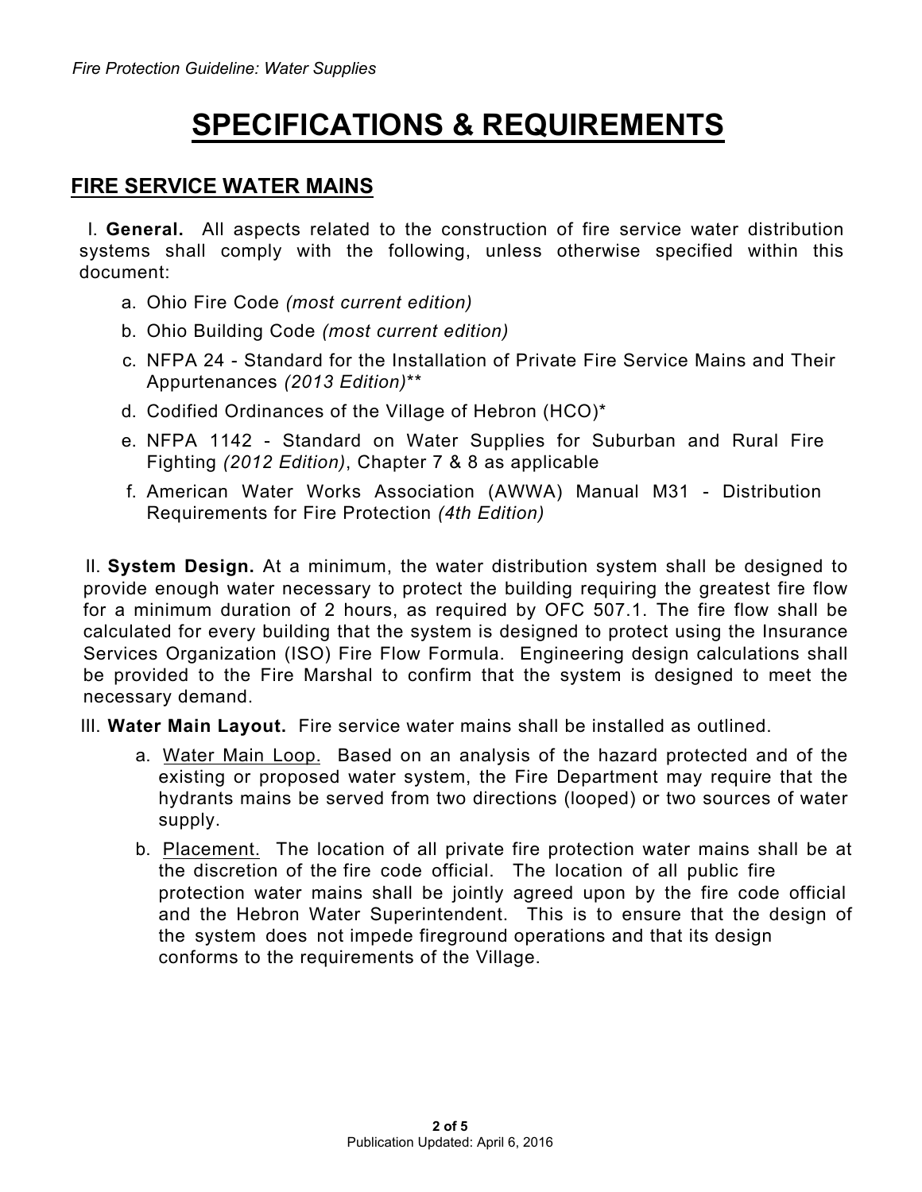# SPECIFICATIONS & REQUIREMENTS

## FIRE SERVICE WATER MAINS

I. **General.** All aspects related to the construction of fire service water distribution systems shall comply with the following, unless otherwise specified within this document:

a. Ohio Fire Code *(most current edition)*

b. Ohio Building Code *(most current edition)*

c. NFPA 24 - Standard for the Installation of Private Fire Service Mains and Their Appurtenances *(2013 Edition)***

d. Codified Ordinances of the Village of Hebron (HCO)*

e. NFPA 1142 - Standard on Water Supplies for Suburban and Rural Fire Fighting *(2012 Edition)*, Chapter 7 & 8 as applicable

f. American Water Works Association (AWWA) Manual M31 - Distribution Requirements for Fire Protection *(4th Edition)*

II. **System Design.** At a minimum, the water distribution system shall be designed to provide enough water necessary to protect the building requiring the greatest fire flow for a minimum duration of 2 hours, as required by OFC 507.1. The fire flow shall be calculated for every building that the system is designed to protect using the Insurance Services Organization (ISO) Fire Flow Formula. Engineering design calculations shall be provided to the Fire Marshal to confirm that the system is designed to meet the necessary demand.

III. **Water Main Layout.** Fire service water mains shall be installed as outlined.

a. Water Main Loop. Based on an analysis of the hazard protected and of the existing or proposed water system, the Fire Department may require that the hydrants mains be served from two directions (looped) or two sources of water supply.

b. Placement. The location of all private fire protection water mains shall be at the discretion of the fire code official. The location of all public fire protection water mains shall be jointly agreed upon by the fire code official and the Hebron Water Superintendent. This is to ensure that the design of the system does not impede fireground operations and that its design conforms to the requirements of the Village.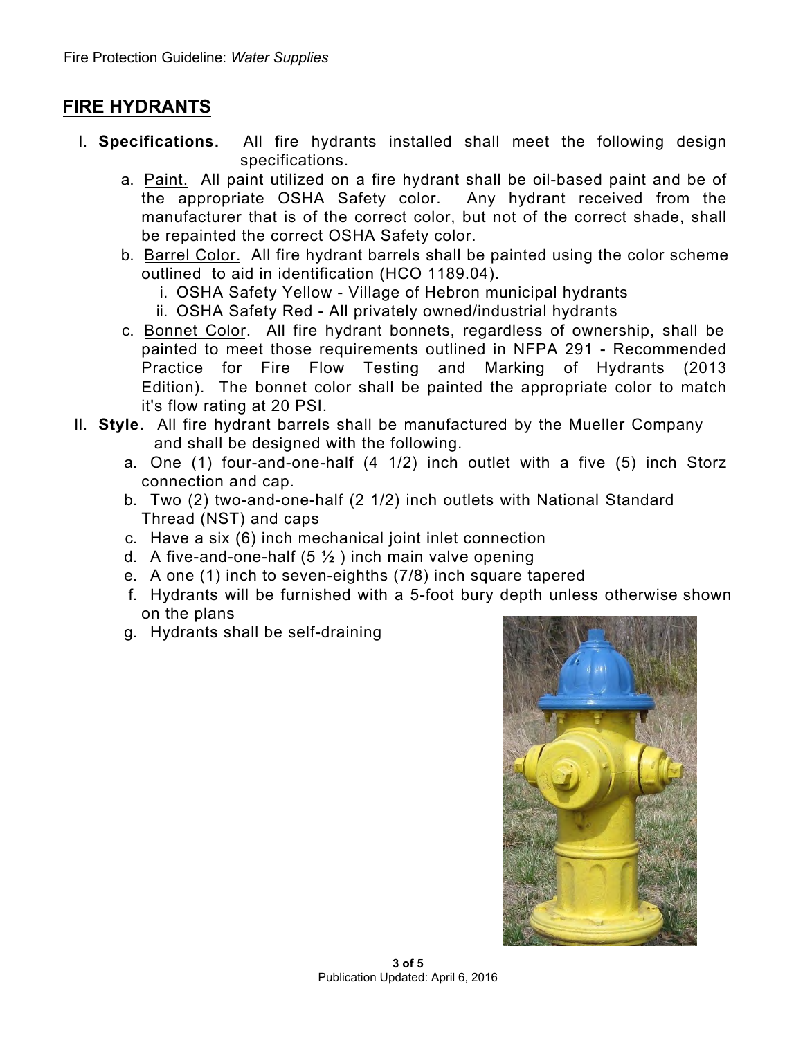## FIRE HYDRANTS

I. **Specifications.** All fire hydrants installed shall meet the following design specifications.

   a. Paint. All paint utilized on a fire hydrant shall be oil-based paint and be of the appropriate OSHA Safety color. Any hydrant received from the manufacturer that is of the correct color, but not of the correct shade, shall be repainted the correct OSHA Safety color.

   b. Barrel Color. All fire hydrant barrels shall be painted using the color scheme outlined to aid in identification (HCO 1189.04).

      i. OSHA Safety Yellow - Village of Hebron municipal hydrants

      ii. OSHA Safety Red - All privately owned/industrial hydrants

   c. Bonnet Color. All fire hydrant bonnets, regardless of ownership, shall be painted to meet those requirements outlined in NFPA 291 - Recommended Practice for Fire Flow Testing and Marking of Hydrants (2013 Edition). The bonnet color shall be painted the appropriate color to match it's flow rating at 20 PSI.

II. **Style.** All fire hydrant barrels shall be manufactured by the Mueller Company and shall be designed with the following.

   a. One (1) four-and-one-half (4 1/2) inch outlet with a five (5) inch Storz connection and cap.

   b. Two (2) two-and-one-half (2 1/2) inch outlets with National Standard Thread (NST) and caps

   c. Have a six (6) inch mechanical joint inlet connection

   d. A five-and-one-half (5 ½ ) inch main valve opening

   e. A one (1) inch to seven-eighths (7/8) inch square tapered

   f. Hydrants will be furnished with a 5-foot bury depth unless otherwise shown on the plans

   g. Hydrants shall be self-draining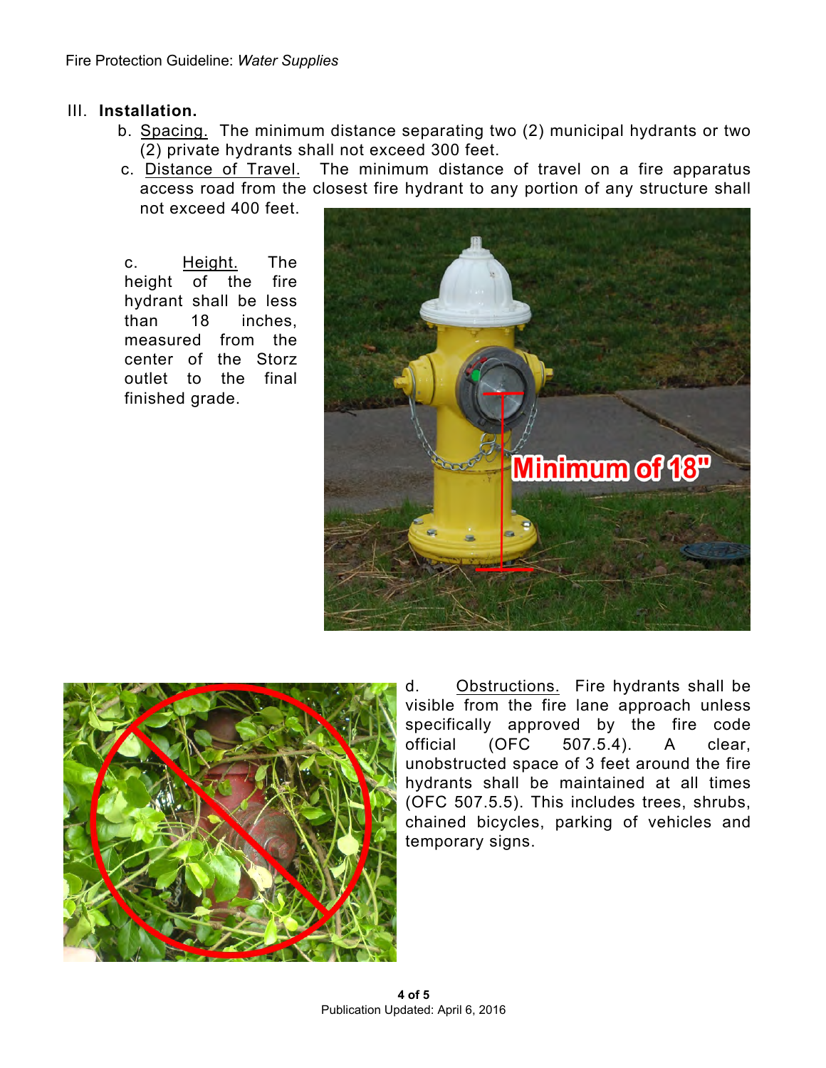III. **Installation.**

b. Spacing. The minimum distance separating two (2) municipal hydrants or two (2) private hydrants shall not exceed 300 feet.

c. Distance of Travel. The minimum distance of travel on a fire apparatus access road from the closest fire hydrant to any portion of any structure shall not exceed 400 feet.

c. Height. The height of the fire hydrant shall be less than 18 inches, measured from the center of the Storz outlet to the final finished grade.

d. Obstructions. Fire hydrants shall be visible from the fire lane approach unless specifically approved by the fire code official (OFC 507.5.4). A clear, unobstructed space of 3 feet around the fire hydrants shall be maintained at all times (OFC 507.5.5). This includes trees, shrubs, chained bicycles, parking of vehicles and temporary signs.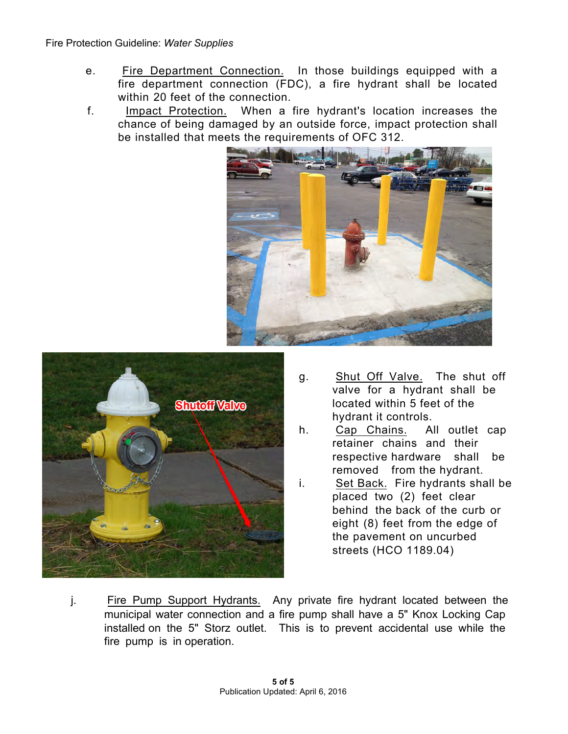e. Fire Department Connection. In those buildings equipped with a fire department connection (FDC), a fire hydrant shall be located within 20 feet of the connection.

f. Impact Protection. When a fire hydrant's location increases the chance of being damaged by an outside force, impact protection shall be installed that meets the requirements of OFC 312.

g. Shut Off Valve. The shut off valve for a hydrant shall be located within 5 feet of the hydrant it controls.

h. Cap Chains. All outlet cap retainer chains and their respective hardware shall be removed from the hydrant.

i. Set Back. Fire hydrants shall be placed two (2) feet clear behind the back of the curb or eight (8) feet from the edge of the pavement on uncurbed streets (HCO 1189.04)

j. Fire Pump Support Hydrants. Any private fire hydrant located between the municipal water connection and a fire pump shall have a 5" Knox Locking Cap installed on the 5" Storz outlet. This is to prevent accidental use while the fire pump is in operation.